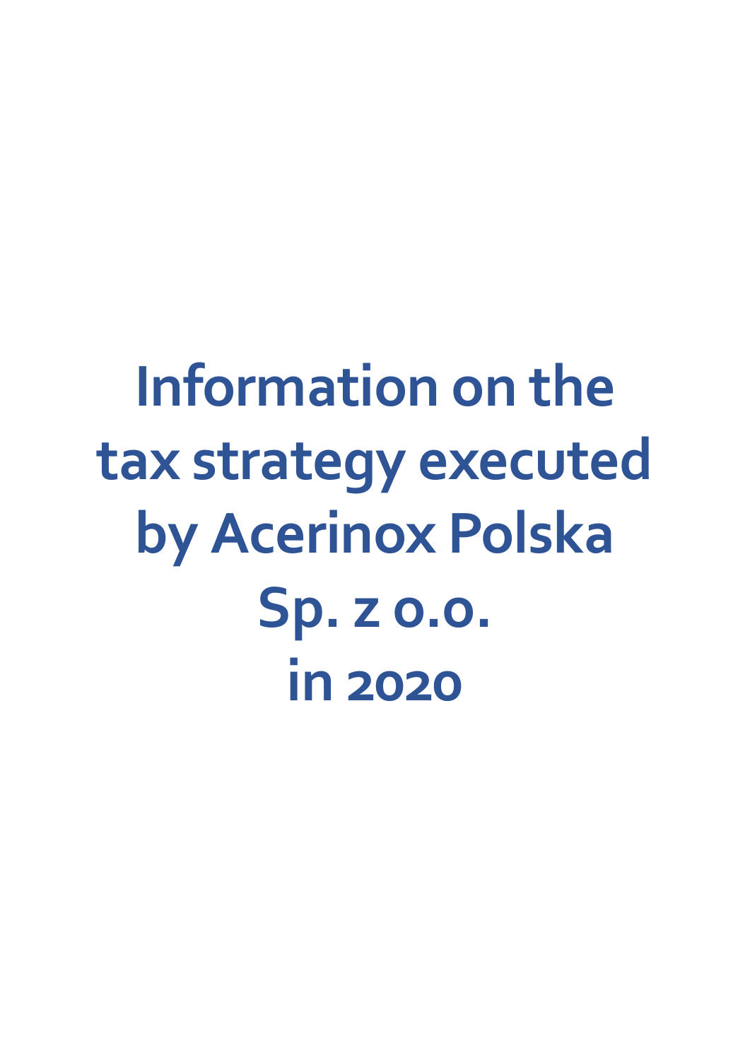# Information on the tax strategy executed by Acerinox Polska Sp. z o.o. in 2020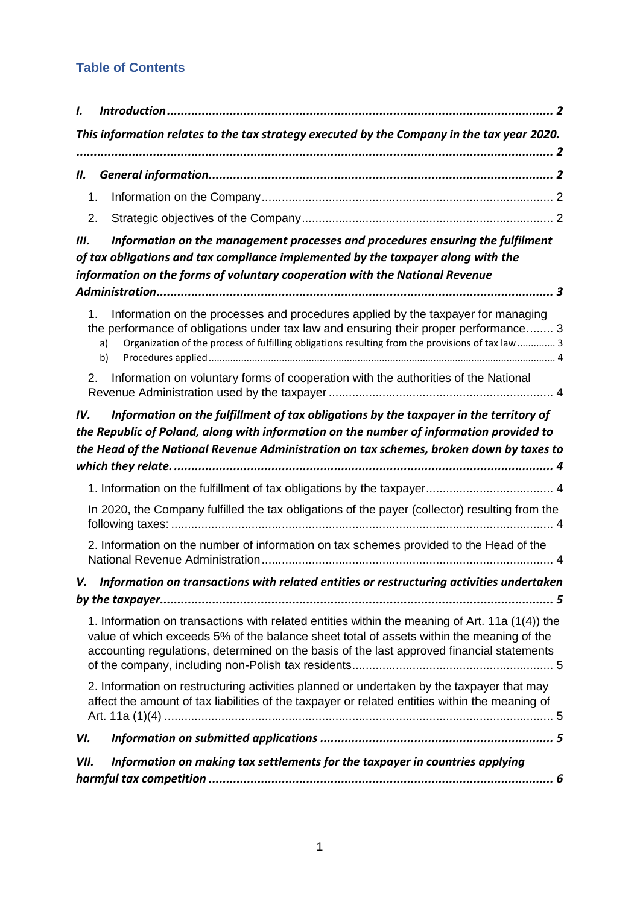## Table of Contents

*I. Introduction* ... 2

*This information relates to the tax strategy executed by the Company in the tax year 2020.* ... 2

*II. General information* ... 2

1. Information on the Company ... 2
2. Strategic objectives of the Company ... 2

*III. Information on the management processes and procedures ensuring the fulfilment of tax obligations and tax compliance implemented by the taxpayer along with the information on the forms of voluntary cooperation with the National Revenue Administration* ... 3

1. Information on the processes and procedures applied by the taxpayer for managing the performance of obligations under tax law and ensuring their proper performance ... 3
   a) Organization of the process of fulfilling obligations resulting from the provisions of tax law ... 3
   b) Procedures applied ... 4
2. Information on voluntary forms of cooperation with the authorities of the National Revenue Administration used by the taxpayer ... 4

*IV. Information on the fulfillment of tax obligations by the taxpayer in the territory of the Republic of Poland, along with information on the number of information provided to the Head of the National Revenue Administration on tax schemes, broken down by taxes to which they relate.* ... 4

1. Information on the fulfillment of tax obligations by the taxpayer ... 4

In 2020, the Company fulfilled the tax obligations of the payer (collector) resulting from the following taxes: ... 4

2. Information on the number of information on tax schemes provided to the Head of the National Revenue Administration ... 4

*V. Information on transactions with related entities or restructuring activities undertaken by the taxpayer* ... 5

1. Information on transactions with related entities within the meaning of Art. 11a (1(4)) the value of which exceeds 5% of the balance sheet total of assets within the meaning of the accounting regulations, determined on the basis of the last approved financial statements of the company, including non-Polish tax residents ... 5

2. Information on restructuring activities planned or undertaken by the taxpayer that may affect the amount of tax liabilities of the taxpayer or related entities within the meaning of Art. 11a (1)(4) ... 5

*VI. Information on submitted applications* ... 5

*VII. Information on making tax settlements for the taxpayer in countries applying harmful tax competition* ... 6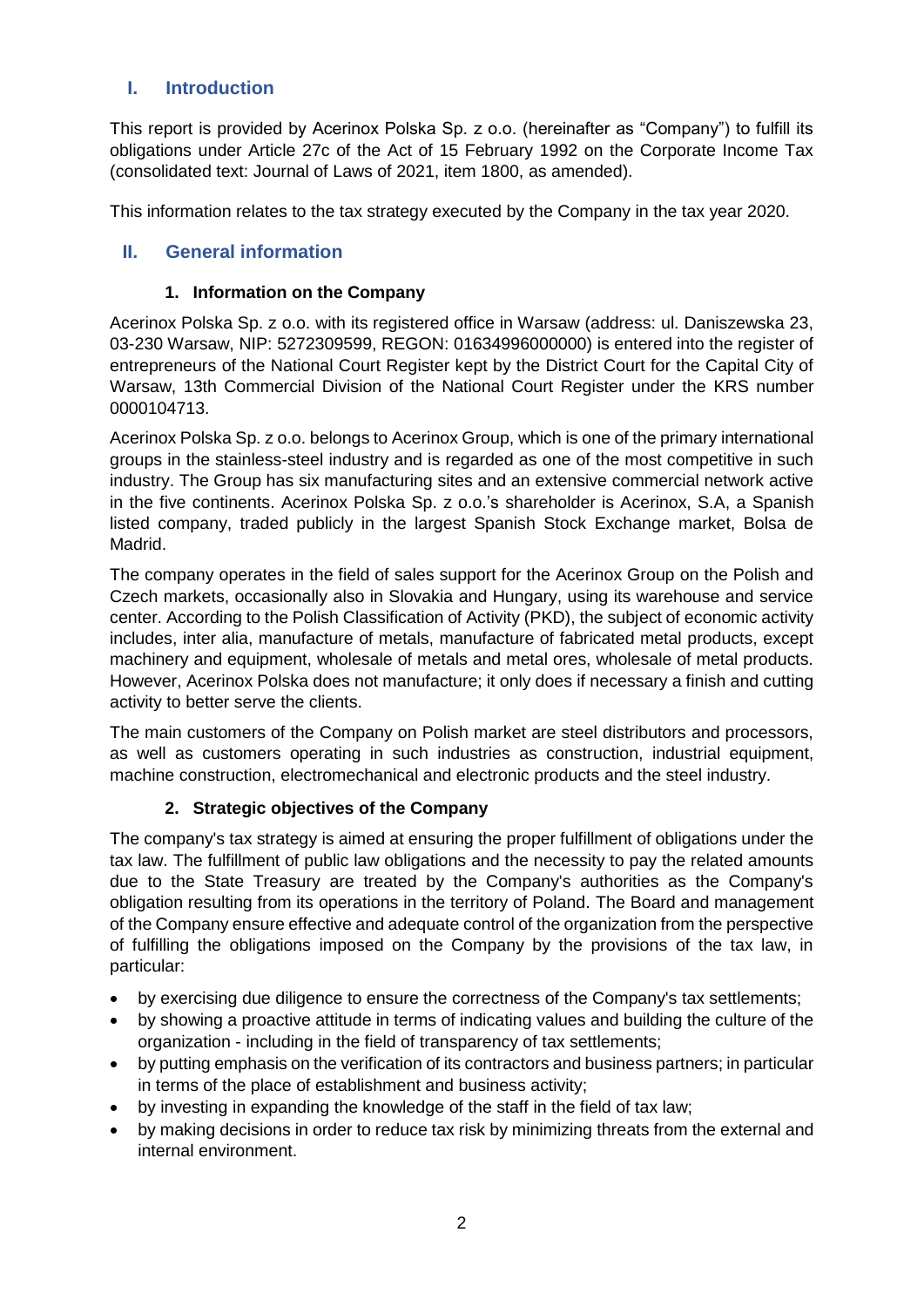## I. Introduction

This report is provided by Acerinox Polska Sp. z o.o. (hereinafter as "Company") to fulfill its obligations under Article 27c of the Act of 15 February 1992 on the Corporate Income Tax (consolidated text: Journal of Laws of 2021, item 1800, as amended).

This information relates to the tax strategy executed by the Company in the tax year 2020.

## II. General information

### 1. Information on the Company

Acerinox Polska Sp. z o.o. with its registered office in Warsaw (address: ul. Daniszewska 23, 03-230 Warsaw, NIP: 5272309599, REGON: 01634996000000) is entered into the register of entrepreneurs of the National Court Register kept by the District Court for the Capital City of Warsaw, 13th Commercial Division of the National Court Register under the KRS number 0000104713.

Acerinox Polska Sp. z o.o. belongs to Acerinox Group, which is one of the primary international groups in the stainless-steel industry and is regarded as one of the most competitive in such industry. The Group has six manufacturing sites and an extensive commercial network active in the five continents. Acerinox Polska Sp. z o.o.'s shareholder is Acerinox, S.A, a Spanish listed company, traded publicly in the largest Spanish Stock Exchange market, Bolsa de Madrid.

The company operates in the field of sales support for the Acerinox Group on the Polish and Czech markets, occasionally also in Slovakia and Hungary, using its warehouse and service center. According to the Polish Classification of Activity (PKD), the subject of economic activity includes, inter alia, manufacture of metals, manufacture of fabricated metal products, except machinery and equipment, wholesale of metals and metal ores, wholesale of metal products. However, Acerinox Polska does not manufacture; it only does if necessary a finish and cutting activity to better serve the clients.

The main customers of the Company on Polish market are steel distributors and processors, as well as customers operating in such industries as construction, industrial equipment, machine construction, electromechanical and electronic products and the steel industry.

### 2. Strategic objectives of the Company

The company's tax strategy is aimed at ensuring the proper fulfillment of obligations under the tax law. The fulfillment of public law obligations and the necessity to pay the related amounts due to the State Treasury are treated by the Company's authorities as the Company's obligation resulting from its operations in the territory of Poland. The Board and management of the Company ensure effective and adequate control of the organization from the perspective of fulfilling the obligations imposed on the Company by the provisions of the tax law, in particular:

- by exercising due diligence to ensure the correctness of the Company's tax settlements;
- by showing a proactive attitude in terms of indicating values and building the culture of the organization - including in the field of transparency of tax settlements;
- by putting emphasis on the verification of its contractors and business partners; in particular in terms of the place of establishment and business activity;
- by investing in expanding the knowledge of the staff in the field of tax law;
- by making decisions in order to reduce tax risk by minimizing threats from the external and internal environment.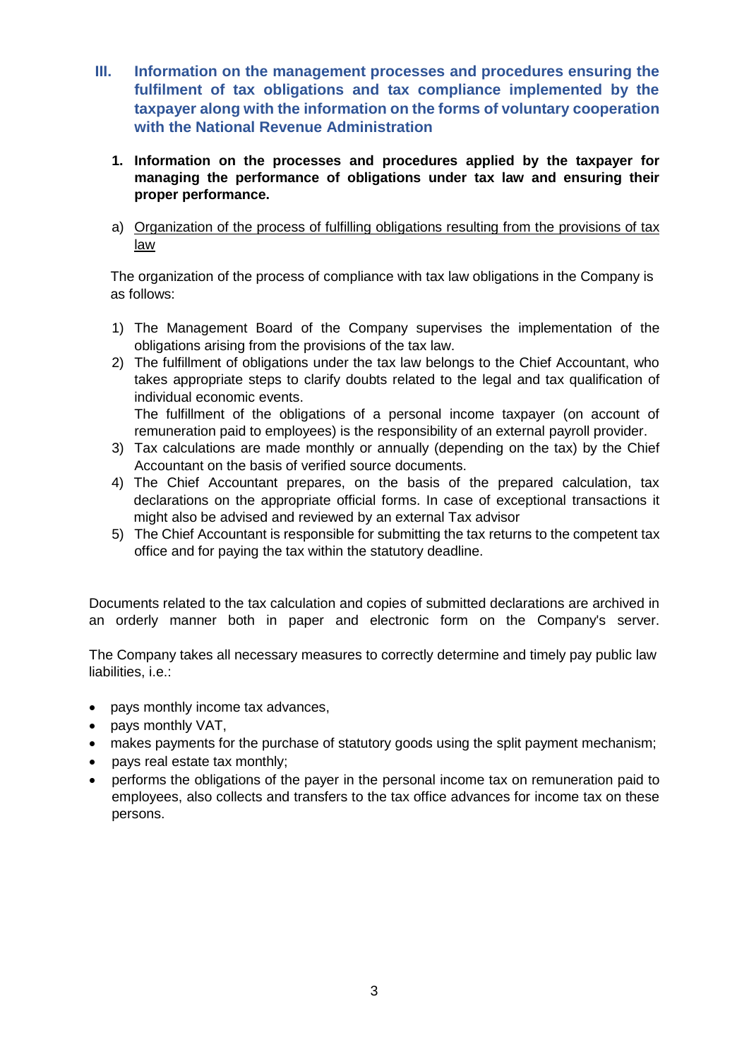## III. Information on the management processes and procedures ensuring the fulfilment of tax obligations and tax compliance implemented by the taxpayer along with the information on the forms of voluntary cooperation with the National Revenue Administration

### 1. Information on the processes and procedures applied by the taxpayer for managing the performance of obligations under tax law and ensuring their proper performance.

a) Organization of the process of fulfilling obligations resulting from the provisions of tax law

The organization of the process of compliance with tax law obligations in the Company is as follows:

1) The Management Board of the Company supervises the implementation of the obligations arising from the provisions of the tax law.
2) The fulfillment of obligations under the tax law belongs to the Chief Accountant, who takes appropriate steps to clarify doubts related to the legal and tax qualification of individual economic events.
   The fulfillment of the obligations of a personal income taxpayer (on account of remuneration paid to employees) is the responsibility of an external payroll provider.
3) Tax calculations are made monthly or annually (depending on the tax) by the Chief Accountant on the basis of verified source documents.
4) The Chief Accountant prepares, on the basis of the prepared calculation, tax declarations on the appropriate official forms. In case of exceptional transactions it might also be advised and reviewed by an external Tax advisor
5) The Chief Accountant is responsible for submitting the tax returns to the competent tax office and for paying the tax within the statutory deadline.

Documents related to the tax calculation and copies of submitted declarations are archived in an orderly manner both in paper and electronic form on the Company's server.

The Company takes all necessary measures to correctly determine and timely pay public law liabilities, i.e.:

- pays monthly income tax advances,
- pays monthly VAT,
- makes payments for the purchase of statutory goods using the split payment mechanism;
- pays real estate tax monthly;
- performs the obligations of the payer in the personal income tax on remuneration paid to employees, also collects and transfers to the tax office advances for income tax on these persons.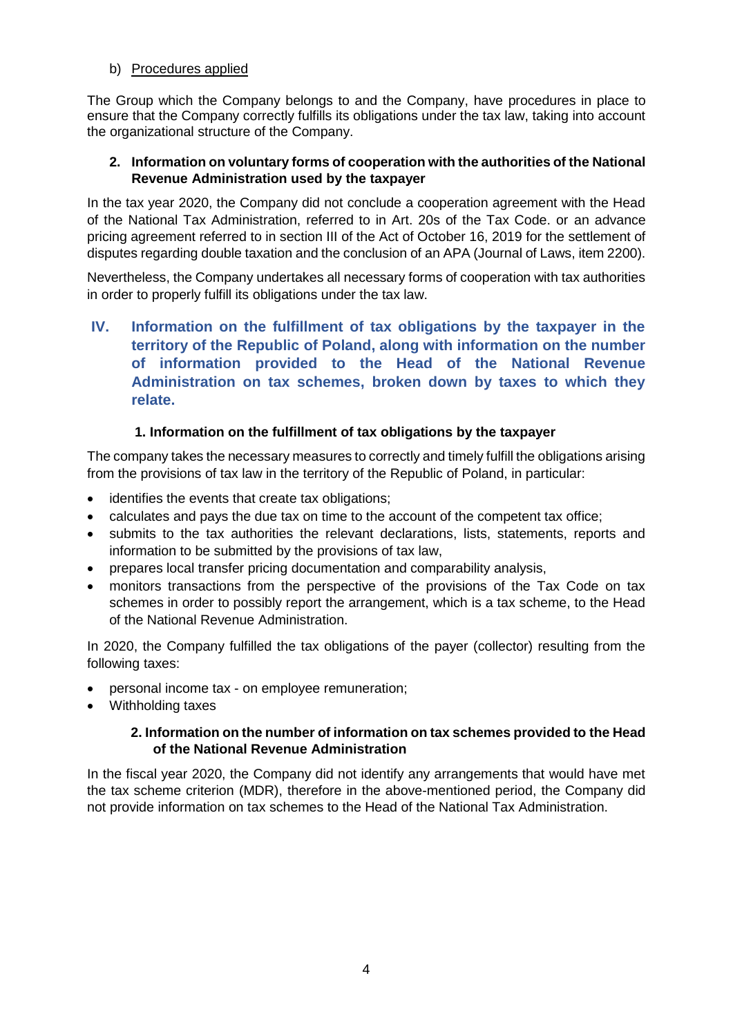b) Procedures applied

The Group which the Company belongs to and the Company, have procedures in place to ensure that the Company correctly fulfills its obligations under the tax law, taking into account the organizational structure of the Company.

### 2. Information on voluntary forms of cooperation with the authorities of the National Revenue Administration used by the taxpayer

In the tax year 2020, the Company did not conclude a cooperation agreement with the Head of the National Tax Administration, referred to in Art. 20s of the Tax Code. or an advance pricing agreement referred to in section III of the Act of October 16, 2019 for the settlement of disputes regarding double taxation and the conclusion of an APA (Journal of Laws, item 2200).

Nevertheless, the Company undertakes all necessary forms of cooperation with tax authorities in order to properly fulfill its obligations under the tax law.

## IV. Information on the fulfillment of tax obligations by the taxpayer in the territory of the Republic of Poland, along with information on the number of information provided to the Head of the National Revenue Administration on tax schemes, broken down by taxes to which they relate.

### 1. Information on the fulfillment of tax obligations by the taxpayer

The company takes the necessary measures to correctly and timely fulfill the obligations arising from the provisions of tax law in the territory of the Republic of Poland, in particular:

- identifies the events that create tax obligations;
- calculates and pays the due tax on time to the account of the competent tax office;
- submits to the tax authorities the relevant declarations, lists, statements, reports and information to be submitted by the provisions of tax law,
- prepares local transfer pricing documentation and comparability analysis,
- monitors transactions from the perspective of the provisions of the Tax Code on tax schemes in order to possibly report the arrangement, which is a tax scheme, to the Head of the National Revenue Administration.

In 2020, the Company fulfilled the tax obligations of the payer (collector) resulting from the following taxes:

- personal income tax - on employee remuneration;
- Withholding taxes

### 2. Information on the number of information on tax schemes provided to the Head of the National Revenue Administration

In the fiscal year 2020, the Company did not identify any arrangements that would have met the tax scheme criterion (MDR), therefore in the above-mentioned period, the Company did not provide information on tax schemes to the Head of the National Tax Administration.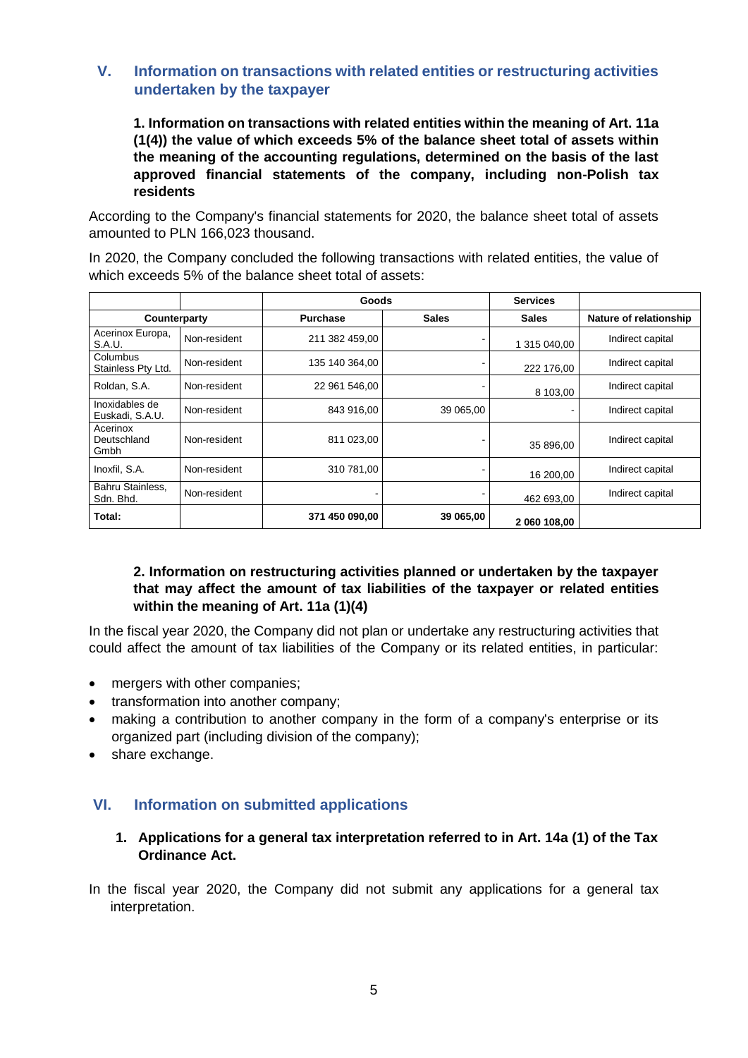## V. Information on transactions with related entities or restructuring activities undertaken by the taxpayer

### 1. Information on transactions with related entities within the meaning of Art. 11a (1(4)) the value of which exceeds 5% of the balance sheet total of assets within the meaning of the accounting regulations, determined on the basis of the last approved financial statements of the company, including non-Polish tax residents

According to the Company's financial statements for 2020, the balance sheet total of assets amounted to PLN 166,023 thousand.

In 2020, the Company concluded the following transactions with related entities, the value of which exceeds 5% of the balance sheet total of assets:

| | | Goods | | Services | |
|---|---|---|---|---|---|
| Counterparty | | Purchase | Sales | Sales | Nature of relationship |
| Acerinox Europa, S.A.U. | Non-resident | 211 382 459,00 | - | 1 315 040,00 | Indirect capital |
| Columbus Stainless Pty Ltd. | Non-resident | 135 140 364,00 | - | 222 176,00 | Indirect capital |
| Roldan, S.A. | Non-resident | 22 961 546,00 | - | 8 103,00 | Indirect capital |
| Inoxidables de Euskadi, S.A.U. | Non-resident | 843 916,00 | 39 065,00 | - | Indirect capital |
| Acerinox Deutschland Gmbh | Non-resident | 811 023,00 | - | 35 896,00 | Indirect capital |
| Inoxfil, S.A. | Non-resident | 310 781,00 | - | 16 200,00 | Indirect capital |
| Bahru Stainless, Sdn. Bhd. | Non-resident | - | - | 462 693,00 | Indirect capital |
| **Total:** | | **371 450 090,00** | **39 065,00** | **2 060 108,00** | |

### 2. Information on restructuring activities planned or undertaken by the taxpayer that may affect the amount of tax liabilities of the taxpayer or related entities within the meaning of Art. 11a (1)(4)

In the fiscal year 2020, the Company did not plan or undertake any restructuring activities that could affect the amount of tax liabilities of the Company or its related entities, in particular:

- mergers with other companies;
- transformation into another company;
- making a contribution to another company in the form of a company's enterprise or its organized part (including division of the company);
- share exchange.

## VI. Information on submitted applications

### 1. Applications for a general tax interpretation referred to in Art. 14a (1) of the Tax Ordinance Act.

In the fiscal year 2020, the Company did not submit any applications for a general tax interpretation.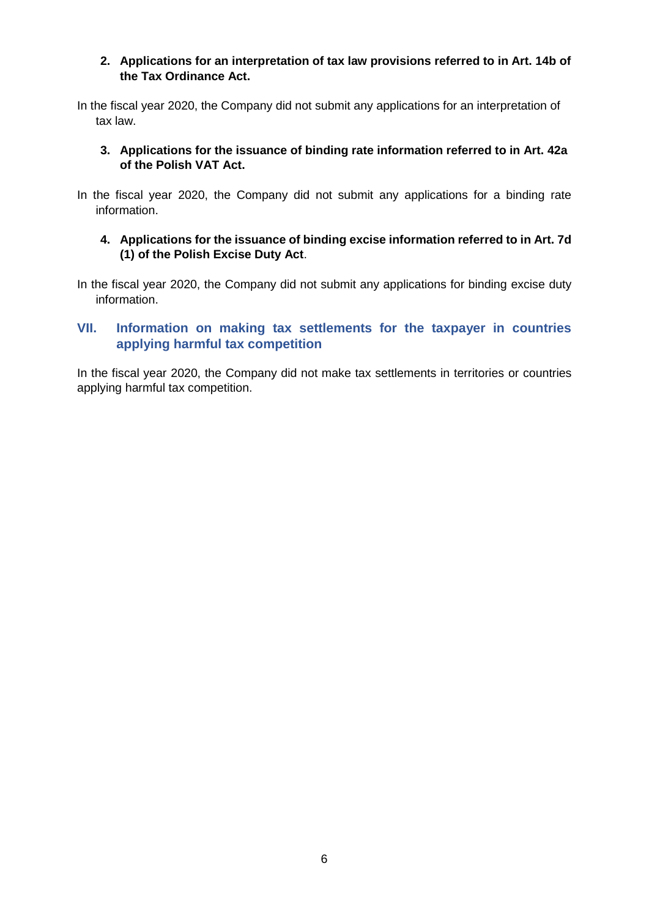2. **Applications for an interpretation of tax law provisions referred to in Art. 14b of the Tax Ordinance Act.**

In the fiscal year 2020, the Company did not submit any applications for an interpretation of tax law.

3. **Applications for the issuance of binding rate information referred to in Art. 42a of the Polish VAT Act.**

In the fiscal year 2020, the Company did not submit any applications for a binding rate information.

4. **Applications for the issuance of binding excise information referred to in Art. 7d (1) of the Polish Excise Duty Act**.

In the fiscal year 2020, the Company did not submit any applications for binding excise duty information.

## VII. Information on making tax settlements for the taxpayer in countries applying harmful tax competition

In the fiscal year 2020, the Company did not make tax settlements in territories or countries applying harmful tax competition.